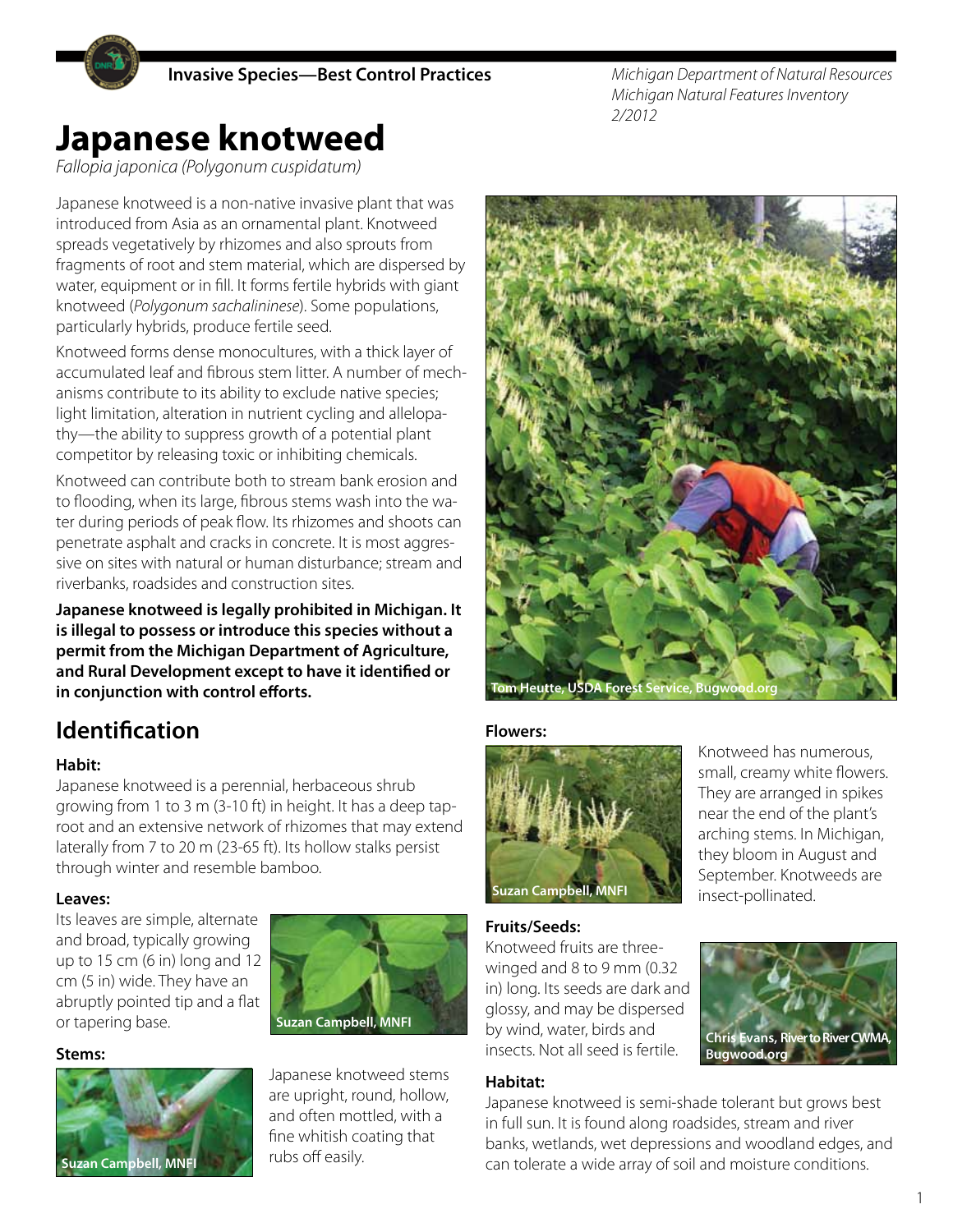**Invasive Species—Best Control Practices**

*Michigan Department of Natural Resources*
*Michigan Natural Features Inventory*
*2/2012*

# Japanese knotweed

*Fallopia japonica (Polygonum cuspidatum)*

Japanese knotweed is a non-native invasive plant that was introduced from Asia as an ornamental plant. Knotweed spreads vegetatively by rhizomes and also sprouts from fragments of root and stem material, which are dispersed by water, equipment or in fill. It forms fertile hybrids with giant knotweed (*Polygonum sachalininese*). Some populations, particularly hybrids, produce fertile seed.

Knotweed forms dense monocultures, with a thick layer of accumulated leaf and fibrous stem litter. A number of mechanisms contribute to its ability to exclude native species; light limitation, alteration in nutrient cycling and allelopathy—the ability to suppress growth of a potential plant competitor by releasing toxic or inhibiting chemicals.

Knotweed can contribute both to stream bank erosion and to flooding, when its large, fibrous stems wash into the water during periods of peak flow. Its rhizomes and shoots can penetrate asphalt and cracks in concrete. It is most aggressive on sites with natural or human disturbance; stream and riverbanks, roadsides and construction sites.

**Japanese knotweed is legally prohibited in Michigan. It is illegal to possess or introduce this species without a permit from the Michigan Department of Agriculture, and Rural Development except to have it identified or in conjunction with control efforts.**

Tom Heutte, USDA Forest Service, Bugwood.org

## Identification

### Habit:

Japanese knotweed is a perennial, herbaceous shrub growing from 1 to 3 m (3-10 ft) in height. It has a deep taproot and an extensive network of rhizomes that may extend laterally from 7 to 20 m (23-65 ft). Its hollow stalks persist through winter and resemble bamboo.

### Leaves:

Its leaves are simple, alternate and broad, typically growing up to 15 cm (6 in) long and 12 cm (5 in) wide. They have an abruptly pointed tip and a flat or tapering base.

Suzan Campbell, MNFI

### Stems:

Suzan Campbell, MNFI

Japanese knotweed stems are upright, round, hollow, and often mottled, with a fine whitish coating that rubs off easily.

### Flowers:

Suzan Campbell, MNFI

Knotweed has numerous, small, creamy white flowers. They are arranged in spikes near the end of the plant's arching stems. In Michigan, they bloom in August and September. Knotweeds are insect-pollinated.

### Fruits/Seeds:

Knotweed fruits are three-winged and 8 to 9 mm (0.32 in) long. Its seeds are dark and glossy, and may be dispersed by wind, water, birds and insects. Not all seed is fertile.

Chris Evans, River to River CWMA, Bugwood.org

### Habitat:

Japanese knotweed is semi-shade tolerant but grows best in full sun. It is found along roadsides, stream and river banks, wetlands, wet depressions and woodland edges, and can tolerate a wide array of soil and moisture conditions.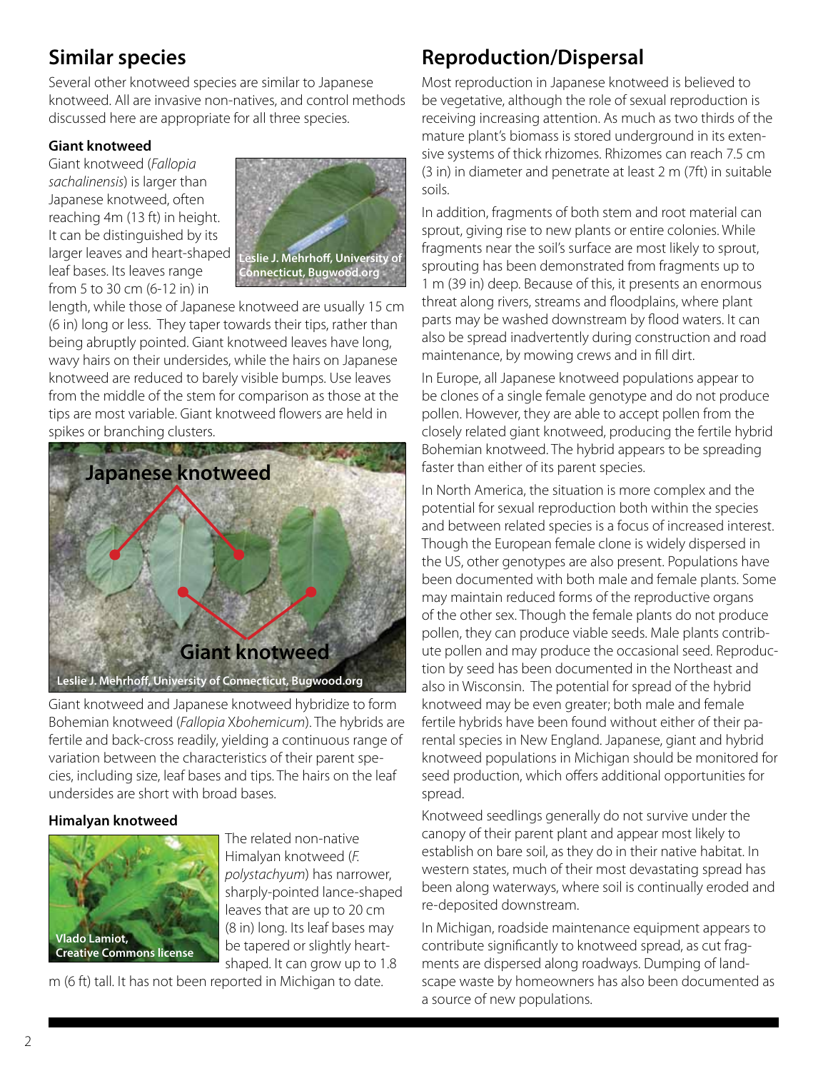## Similar species

Several other knotweed species are similar to Japanese knotweed. All are invasive non-natives, and control methods discussed here are appropriate for all three species.

### Giant knotweed

Giant knotweed (*Fallopia sachalinensis*) is larger than Japanese knotweed, often reaching 4m (13 ft) in height. It can be distinguished by its larger leaves and heart-shaped leaf bases. Its leaves range from 5 to 30 cm (6-12 in) in length, while those of Japanese knotweed are usually 15 cm (6 in) long or less. They taper towards their tips, rather than being abruptly pointed. Giant knotweed leaves have long, wavy hairs on their undersides, while the hairs on Japanese knotweed are reduced to barely visible bumps. Use leaves from the middle of the stem for comparison as those at the tips are most variable. Giant knotweed flowers are held in spikes or branching clusters.

Leslie J. Mehrhoff, University of Connecticut, Bugwood.org

Japanese knotweed

Giant knotweed

Leslie J. Mehrhoff, University of Connecticut, Bugwood.org

Giant knotweed and Japanese knotweed hybridize to form Bohemian knotweed (*Fallopia Xbohemicum*). The hybrids are fertile and back-cross readily, yielding a continuous range of variation between the characteristics of their parent species, including size, leaf bases and tips. The hairs on the leaf undersides are short with broad bases.

### Himalyan knotweed

Vlado Lamiot, Creative Commons license

The related non-native Himalyan knotweed (*F. polystachyum*) has narrower, sharply-pointed lance-shaped leaves that are up to 20 cm (8 in) long. Its leaf bases may be tapered or slightly heart-shaped. It can grow up to 1.8 m (6 ft) tall. It has not been reported in Michigan to date.

## Reproduction/Dispersal

Most reproduction in Japanese knotweed is believed to be vegetative, although the role of sexual reproduction is receiving increasing attention. As much as two thirds of the mature plant's biomass is stored underground in its extensive systems of thick rhizomes. Rhizomes can reach 7.5 cm (3 in) in diameter and penetrate at least 2 m (7ft) in suitable soils.

In addition, fragments of both stem and root material can sprout, giving rise to new plants or entire colonies. While fragments near the soil's surface are most likely to sprout, sprouting has been demonstrated from fragments up to 1 m (39 in) deep. Because of this, it presents an enormous threat along rivers, streams and floodplains, where plant parts may be washed downstream by flood waters. It can also be spread inadvertently during construction and road maintenance, by mowing crews and in fill dirt.

In Europe, all Japanese knotweed populations appear to be clones of a single female genotype and do not produce pollen. However, they are able to accept pollen from the closely related giant knotweed, producing the fertile hybrid Bohemian knotweed. The hybrid appears to be spreading faster than either of its parent species.

In North America, the situation is more complex and the potential for sexual reproduction both within the species and between related species is a focus of increased interest. Though the European female clone is widely dispersed in the US, other genotypes are also present. Populations have been documented with both male and female plants. Some may maintain reduced forms of the reproductive organs of the other sex. Though the female plants do not produce pollen, they can produce viable seeds. Male plants contribute pollen and may produce the occasional seed. Reproduction by seed has been documented in the Northeast and also in Wisconsin. The potential for spread of the hybrid knotweed may be even greater; both male and female fertile hybrids have been found without either of their parental species in New England. Japanese, giant and hybrid knotweed populations in Michigan should be monitored for seed production, which offers additional opportunities for spread.

Knotweed seedlings generally do not survive under the canopy of their parent plant and appear most likely to establish on bare soil, as they do in their native habitat. In western states, much of their most devastating spread has been along waterways, where soil is continually eroded and re-deposited downstream.

In Michigan, roadside maintenance equipment appears to contribute significantly to knotweed spread, as cut fragments are dispersed along roadways. Dumping of landscape waste by homeowners has also been documented as a source of new populations.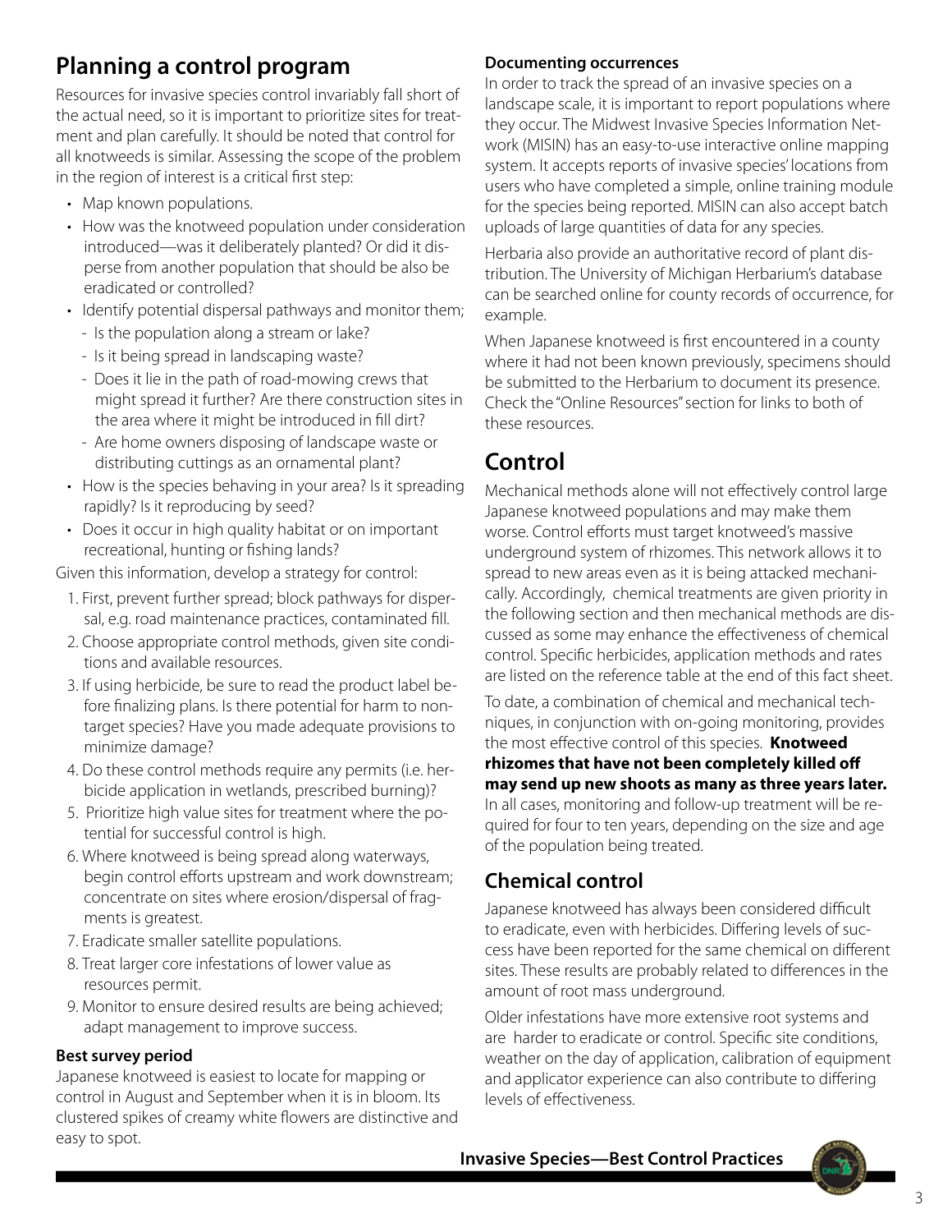## Planning a control program

Resources for invasive species control invariably fall short of the actual need, so it is important to prioritize sites for treatment and plan carefully. It should be noted that control for all knotweeds is similar. Assessing the scope of the problem in the region of interest is a critical first step:

- Map known populations.
- How was the knotweed population under consideration introduced—was it deliberately planted? Or did it disperse from another population that should be also be eradicated or controlled?
- Identify potential dispersal pathways and monitor them;
  - Is the population along a stream or lake?
  - Is it being spread in landscaping waste?
  - Does it lie in the path of road-mowing crews that might spread it further? Are there construction sites in the area where it might be introduced in fill dirt?
  - Are home owners disposing of landscape waste or distributing cuttings as an ornamental plant?
- How is the species behaving in your area? Is it spreading rapidly? Is it reproducing by seed?
- Does it occur in high quality habitat or on important recreational, hunting or fishing lands?

Given this information, develop a strategy for control:

1. First, prevent further spread; block pathways for dispersal, e.g. road maintenance practices, contaminated fill.
2. Choose appropriate control methods, given site conditions and available resources.
3. If using herbicide, be sure to read the product label before finalizing plans. Is there potential for harm to non-target species? Have you made adequate provisions to minimize damage?
4. Do these control methods require any permits (i.e. herbicide application in wetlands, prescribed burning)?
5. Prioritize high value sites for treatment where the potential for successful control is high.
6. Where knotweed is being spread along waterways, begin control efforts upstream and work downstream; concentrate on sites where erosion/dispersal of fragments is greatest.
7. Eradicate smaller satellite populations.
8. Treat larger core infestations of lower value as resources permit.
9. Monitor to ensure desired results are being achieved; adapt management to improve success.

### Best survey period

Japanese knotweed is easiest to locate for mapping or control in August and September when it is in bloom. Its clustered spikes of creamy white flowers are distinctive and easy to spot.

### Documenting occurrences

In order to track the spread of an invasive species on a landscape scale, it is important to report populations where they occur. The Midwest Invasive Species Information Network (MISIN) has an easy-to-use interactive online mapping system. It accepts reports of invasive species' locations from users who have completed a simple, online training module for the species being reported. MISIN can also accept batch uploads of large quantities of data for any species.

Herbaria also provide an authoritative record of plant distribution. The University of Michigan Herbarium's database can be searched online for county records of occurrence, for example.

When Japanese knotweed is first encountered in a county where it had not been known previously, specimens should be submitted to the Herbarium to document its presence. Check the "Online Resources" section for links to both of these resources.

## Control

Mechanical methods alone will not effectively control large Japanese knotweed populations and may make them worse. Control efforts must target knotweed's massive underground system of rhizomes. This network allows it to spread to new areas even as it is being attacked mechanically. Accordingly, chemical treatments are given priority in the following section and then mechanical methods are discussed as some may enhance the effectiveness of chemical control. Specific herbicides, application methods and rates are listed on the reference table at the end of this fact sheet.

To date, a combination of chemical and mechanical techniques, in conjunction with on-going monitoring, provides the most effective control of this species. **Knotweed rhizomes that have not been completely killed off may send up new shoots as many as three years later.** In all cases, monitoring and follow-up treatment will be required for four to ten years, depending on the size and age of the population being treated.

### Chemical control

Japanese knotweed has always been considered difficult to eradicate, even with herbicides. Differing levels of success have been reported for the same chemical on different sites. These results are probably related to differences in the amount of root mass underground.

Older infestations have more extensive root systems and are harder to eradicate or control. Specific site conditions, weather on the day of application, calibration of equipment and applicator experience can also contribute to differing levels of effectiveness.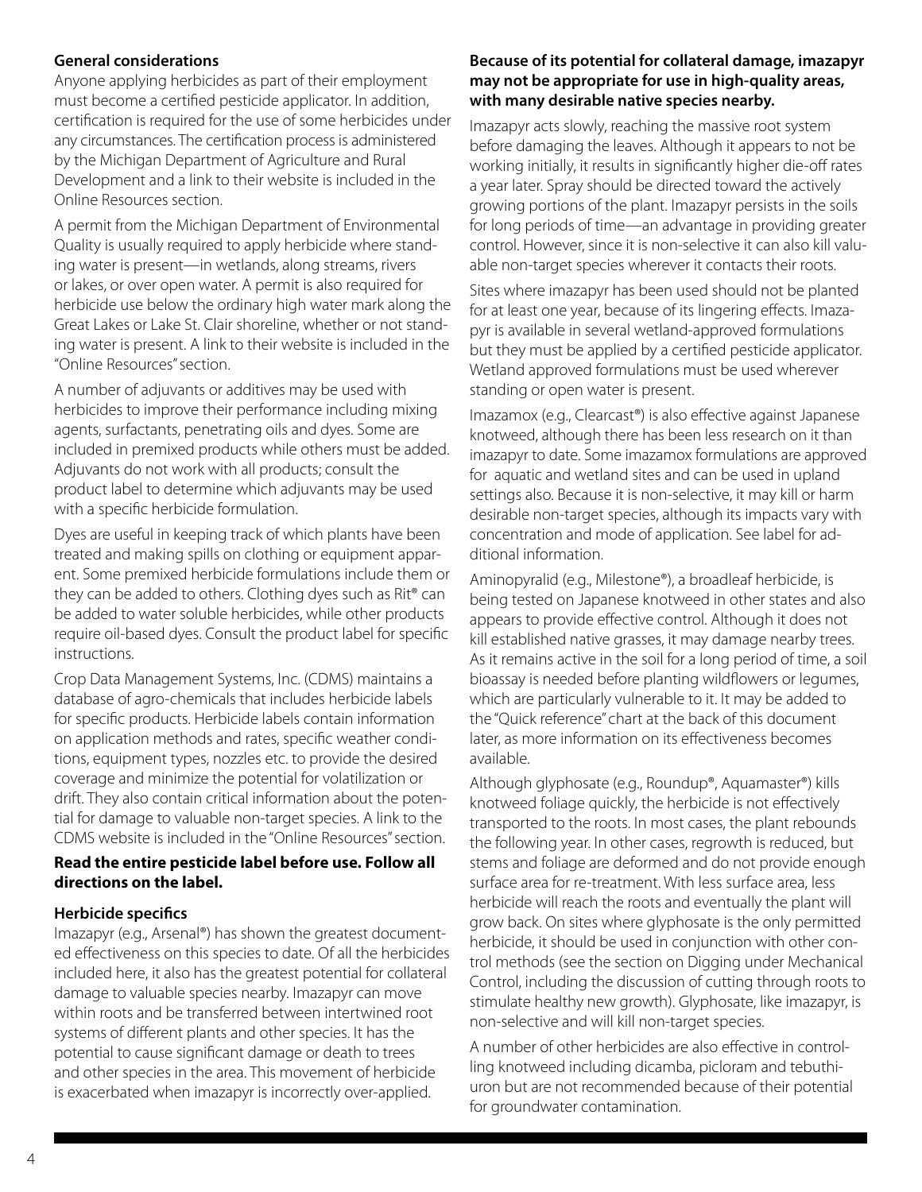### General considerations

Anyone applying herbicides as part of their employment must become a certified pesticide applicator. In addition, certification is required for the use of some herbicides under any circumstances. The certification process is administered by the Michigan Department of Agriculture and Rural Development and a link to their website is included in the Online Resources section.

A permit from the Michigan Department of Environmental Quality is usually required to apply herbicide where standing water is present—in wetlands, along streams, rivers or lakes, or over open water. A permit is also required for herbicide use below the ordinary high water mark along the Great Lakes or Lake St. Clair shoreline, whether or not standing water is present. A link to their website is included in the "Online Resources" section.

A number of adjuvants or additives may be used with herbicides to improve their performance including mixing agents, surfactants, penetrating oils and dyes. Some are included in premixed products while others must be added. Adjuvants do not work with all products; consult the product label to determine which adjuvants may be used with a specific herbicide formulation.

Dyes are useful in keeping track of which plants have been treated and making spills on clothing or equipment apparent. Some premixed herbicide formulations include them or they can be added to others. Clothing dyes such as Rit® can be added to water soluble herbicides, while other products require oil-based dyes. Consult the product label for specific instructions.

Crop Data Management Systems, Inc. (CDMS) maintains a database of agro-chemicals that includes herbicide labels for specific products. Herbicide labels contain information on application methods and rates, specific weather conditions, equipment types, nozzles etc. to provide the desired coverage and minimize the potential for volatilization or drift. They also contain critical information about the potential for damage to valuable non-target species. A link to the CDMS website is included in the "Online Resources" section.

**Read the entire pesticide label before use. Follow all directions on the label.**

### Herbicide specifics

Imazapyr (e.g., Arsenal®) has shown the greatest documented effectiveness on this species to date. Of all the herbicides included here, it also has the greatest potential for collateral damage to valuable species nearby. Imazapyr can move within roots and be transferred between intertwined root systems of different plants and other species. It has the potential to cause significant damage or death to trees and other species in the area. This movement of herbicide is exacerbated when imazapyr is incorrectly over-applied.

**Because of its potential for collateral damage, imazapyr may not be appropriate for use in high-quality areas, with many desirable native species nearby.**

Imazapyr acts slowly, reaching the massive root system before damaging the leaves. Although it appears to not be working initially, it results in significantly higher die-off rates a year later. Spray should be directed toward the actively growing portions of the plant. Imazapyr persists in the soils for long periods of time—an advantage in providing greater control. However, since it is non-selective it can also kill valuable non-target species wherever it contacts their roots.

Sites where imazapyr has been used should not be planted for at least one year, because of its lingering effects. Imazapyr is available in several wetland-approved formulations but they must be applied by a certified pesticide applicator. Wetland approved formulations must be used wherever standing or open water is present.

Imazamox (e.g., Clearcast®) is also effective against Japanese knotweed, although there has been less research on it than imazapyr to date. Some imazamox formulations are approved for aquatic and wetland sites and can be used in upland settings also. Because it is non-selective, it may kill or harm desirable non-target species, although its impacts vary with concentration and mode of application. See label for additional information.

Aminopyralid (e.g., Milestone®), a broadleaf herbicide, is being tested on Japanese knotweed in other states and also appears to provide effective control. Although it does not kill established native grasses, it may damage nearby trees. As it remains active in the soil for a long period of time, a soil bioassay is needed before planting wildflowers or legumes, which are particularly vulnerable to it. It may be added to the "Quick reference" chart at the back of this document later, as more information on its effectiveness becomes available.

Although glyphosate (e.g., Roundup®, Aquamaster®) kills knotweed foliage quickly, the herbicide is not effectively transported to the roots. In most cases, the plant rebounds the following year. In other cases, regrowth is reduced, but stems and foliage are deformed and do not provide enough surface area for re-treatment. With less surface area, less herbicide will reach the roots and eventually the plant will grow back. On sites where glyphosate is the only permitted herbicide, it should be used in conjunction with other control methods (see the section on Digging under Mechanical Control, including the discussion of cutting through roots to stimulate healthy new growth). Glyphosate, like imazapyr, is non-selective and will kill non-target species.

A number of other herbicides are also effective in controlling knotweed including dicamba, picloram and tebuthiuron but are not recommended because of their potential for groundwater contamination.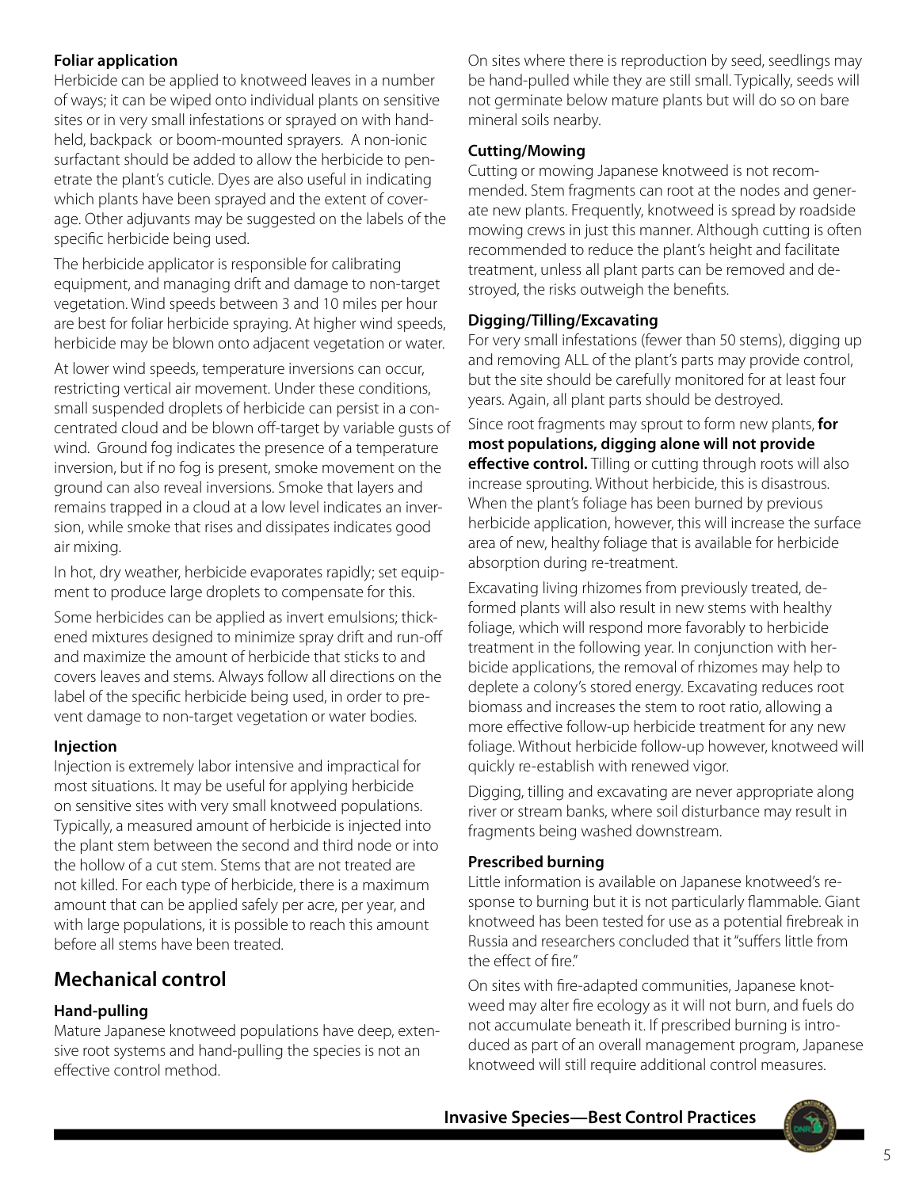**Foliar application**

Herbicide can be applied to knotweed leaves in a number of ways; it can be wiped onto individual plants on sensitive sites or in very small infestations or sprayed on with hand-held, backpack or boom-mounted sprayers. A non-ionic surfactant should be added to allow the herbicide to penetrate the plant's cuticle. Dyes are also useful in indicating which plants have been sprayed and the extent of coverage. Other adjuvants may be suggested on the labels of the specific herbicide being used.

The herbicide applicator is responsible for calibrating equipment, and managing drift and damage to non-target vegetation. Wind speeds between 3 and 10 miles per hour are best for foliar herbicide spraying. At higher wind speeds, herbicide may be blown onto adjacent vegetation or water.

At lower wind speeds, temperature inversions can occur, restricting vertical air movement. Under these conditions, small suspended droplets of herbicide can persist in a concentrated cloud and be blown off-target by variable gusts of wind. Ground fog indicates the presence of a temperature inversion, but if no fog is present, smoke movement on the ground can also reveal inversions. Smoke that layers and remains trapped in a cloud at a low level indicates an inversion, while smoke that rises and dissipates indicates good air mixing.

In hot, dry weather, herbicide evaporates rapidly; set equipment to produce large droplets to compensate for this.

Some herbicides can be applied as invert emulsions; thickened mixtures designed to minimize spray drift and run-off and maximize the amount of herbicide that sticks to and covers leaves and stems. Always follow all directions on the label of the specific herbicide being used, in order to prevent damage to non-target vegetation or water bodies.

**Injection**

Injection is extremely labor intensive and impractical for most situations. It may be useful for applying herbicide on sensitive sites with very small knotweed populations. Typically, a measured amount of herbicide is injected into the plant stem between the second and third node or into the hollow of a cut stem. Stems that are not treated are not killed. For each type of herbicide, there is a maximum amount that can be applied safely per acre, per year, and with large populations, it is possible to reach this amount before all stems have been treated.

## Mechanical control

**Hand-pulling**

Mature Japanese knotweed populations have deep, extensive root systems and hand-pulling the species is not an effective control method.

On sites where there is reproduction by seed, seedlings may be hand-pulled while they are still small. Typically, seeds will not germinate below mature plants but will do so on bare mineral soils nearby.

**Cutting/Mowing**

Cutting or mowing Japanese knotweed is not recommended. Stem fragments can root at the nodes and generate new plants. Frequently, knotweed is spread by roadside mowing crews in just this manner. Although cutting is often recommended to reduce the plant's height and facilitate treatment, unless all plant parts can be removed and destroyed, the risks outweigh the benefits.

**Digging/Tilling/Excavating**

For very small infestations (fewer than 50 stems), digging up and removing ALL of the plant's parts may provide control, but the site should be carefully monitored for at least four years. Again, all plant parts should be destroyed.

Since root fragments may sprout to form new plants, **for most populations, digging alone will not provide effective control.** Tilling or cutting through roots will also increase sprouting. Without herbicide, this is disastrous. When the plant's foliage has been burned by previous herbicide application, however, this will increase the surface area of new, healthy foliage that is available for herbicide absorption during re-treatment.

Excavating living rhizomes from previously treated, deformed plants will also result in new stems with healthy foliage, which will respond more favorably to herbicide treatment in the following year. In conjunction with herbicide applications, the removal of rhizomes may help to deplete a colony's stored energy. Excavating reduces root biomass and increases the stem to root ratio, allowing a more effective follow-up herbicide treatment for any new foliage. Without herbicide follow-up however, knotweed will quickly re-establish with renewed vigor.

Digging, tilling and excavating are never appropriate along river or stream banks, where soil disturbance may result in fragments being washed downstream.

**Prescribed burning**

Little information is available on Japanese knotweed's response to burning but it is not particularly flammable. Giant knotweed has been tested for use as a potential firebreak in Russia and researchers concluded that it "suffers little from the effect of fire."

On sites with fire-adapted communities, Japanese knotweed may alter fire ecology as it will not burn, and fuels do not accumulate beneath it. If prescribed burning is introduced as part of an overall management program, Japanese knotweed will still require additional control measures.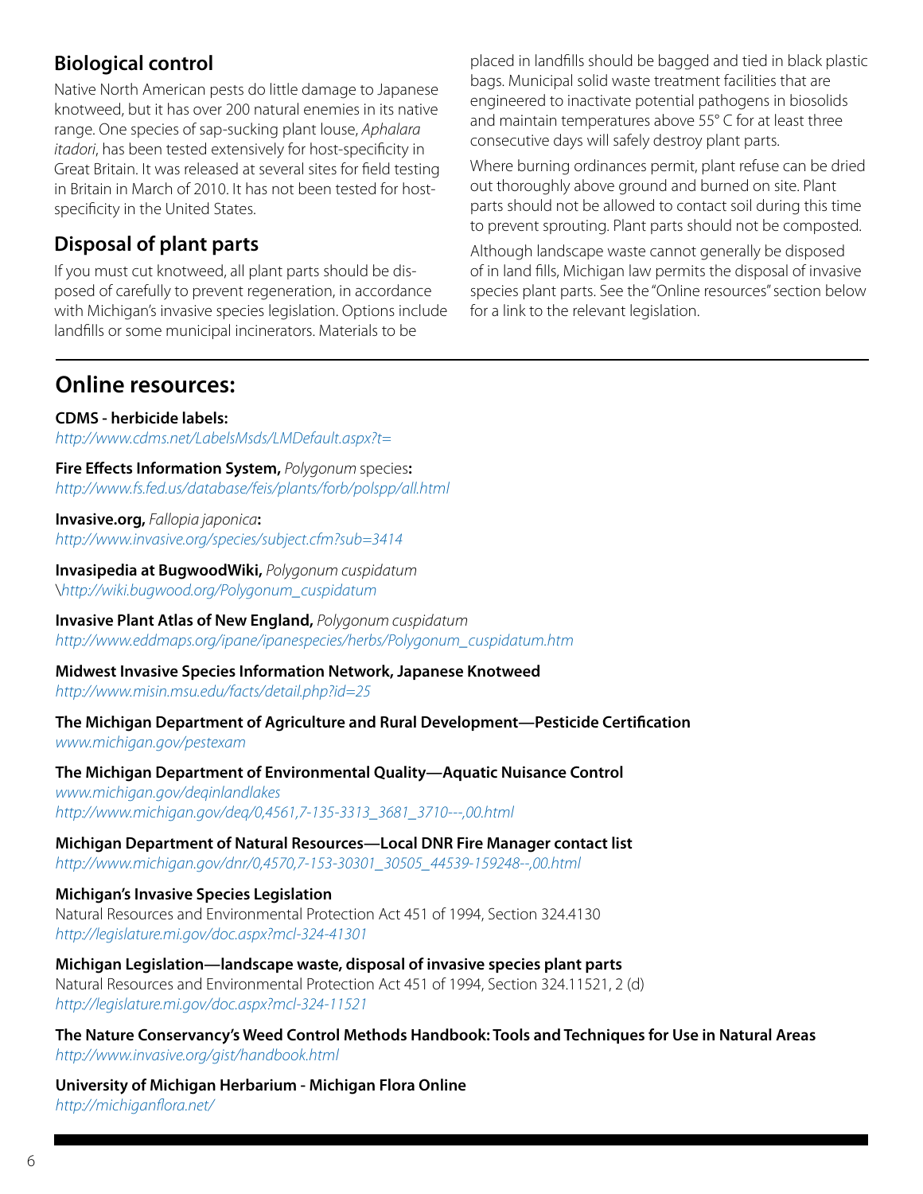## Biological control

Native North American pests do little damage to Japanese knotweed, but it has over 200 natural enemies in its native range. One species of sap-sucking plant louse, *Aphalara itadori*, has been tested extensively for host-specificity in Great Britain. It was released at several sites for field testing in Britain in March of 2010. It has not been tested for host-specificity in the United States.

## Disposal of plant parts

If you must cut knotweed, all plant parts should be disposed of carefully to prevent regeneration, in accordance with Michigan's invasive species legislation. Options include landfills or some municipal incinerators. Materials to be placed in landfills should be bagged and tied in black plastic bags. Municipal solid waste treatment facilities that are engineered to inactivate potential pathogens in biosolids and maintain temperatures above 55° C for at least three consecutive days will safely destroy plant parts.

Where burning ordinances permit, plant refuse can be dried out thoroughly above ground and burned on site. Plant parts should not be allowed to contact soil during this time to prevent sprouting. Plant parts should not be composted.

Although landscape waste cannot generally be disposed of in land fills, Michigan law permits the disposal of invasive species plant parts. See the "Online resources" section below for a link to the relevant legislation.

# Online resources:

**CDMS - herbicide labels:**
*http://www.cdms.net/LabelsMsds/LMDefault.aspx?t=*

**Fire Effects Information System,** *Polygonum* species**:**
*http://www.fs.fed.us/database/feis/plants/forb/polspp/all.html*

**Invasive.org,** *Fallopia japonica***:**
*http://www.invasive.org/species/subject.cfm?sub=3414*

**Invasipedia at BugwoodWiki,** *Polygonum cuspidatum*
*\http://wiki.bugwood.org/Polygonum_cuspidatum*

**Invasive Plant Atlas of New England,** *Polygonum cuspidatum*
*http://www.eddmaps.org/ipane/ipanespecies/herbs/Polygonum_cuspidatum.htm*

**Midwest Invasive Species Information Network, Japanese Knotweed**
*http://www.misin.msu.edu/facts/detail.php?id=25*

**The Michigan Department of Agriculture and Rural Development—Pesticide Certification**
*www.michigan.gov/pestexam*

**The Michigan Department of Environmental Quality—Aquatic Nuisance Control**
*www.michigan.gov/deqinlandlakes*
*http://www.michigan.gov/deq/0,4561,7-135-3313_3681_3710---,00.html*

**Michigan Department of Natural Resources—Local DNR Fire Manager contact list**
*http://www.michigan.gov/dnr/0,4570,7-153-30301_30505_44539-159248--,00.html*

**Michigan's Invasive Species Legislation**
Natural Resources and Environmental Protection Act 451 of 1994, Section 324.4130
*http://legislature.mi.gov/doc.aspx?mcl-324-41301*

**Michigan Legislation—landscape waste, disposal of invasive species plant parts**
Natural Resources and Environmental Protection Act 451 of 1994, Section 324.11521, 2 (d)
*http://legislature.mi.gov/doc.aspx?mcl-324-11521*

**The Nature Conservancy's Weed Control Methods Handbook: Tools and Techniques for Use in Natural Areas**
*http://www.invasive.org/gist/handbook.html*

**University of Michigan Herbarium - Michigan Flora Online**
*http://michiganflora.net/*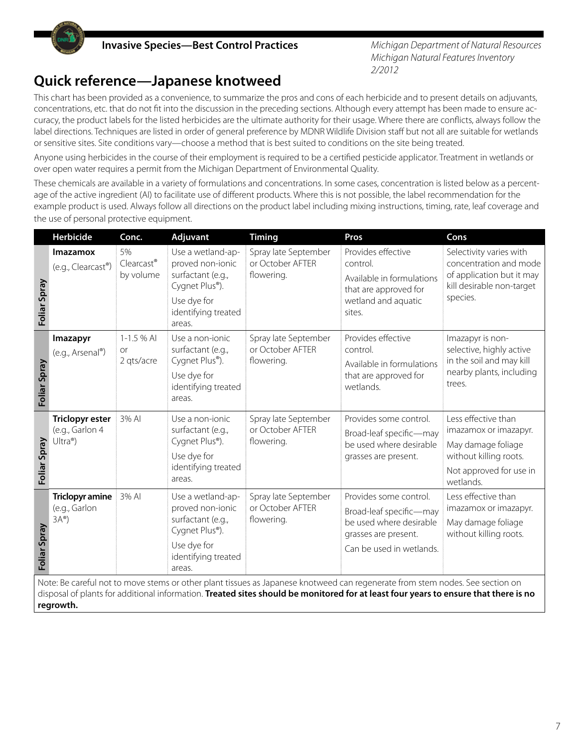**Invasive Species—Best Control Practices**

*Michigan Department of Natural Resources*
*Michigan Natural Features Inventory*
*2/2012*

## Quick reference—Japanese knotweed

This chart has been provided as a convenience, to summarize the pros and cons of each herbicide and to present details on adjuvants, concentrations, etc. that do not fit into the discussion in the preceding sections. Although every attempt has been made to ensure accuracy, the product labels for the listed herbicides are the ultimate authority for their usage. Where there are conflicts, always follow the label directions. Techniques are listed in order of general preference by MDNR Wildlife Division staff but not all are suitable for wetlands or sensitive sites. Site conditions vary—choose a method that is best suited to conditions on the site being treated.

Anyone using herbicides in the course of their employment is required to be a certified pesticide applicator. Treatment in wetlands or over open water requires a permit from the Michigan Department of Environmental Quality.

These chemicals are available in a variety of formulations and concentrations. In some cases, concentration is listed below as a percentage of the active ingredient (AI) to facilitate use of different products. Where this is not possible, the label recommendation for the example product is used. Always follow all directions on the product label including mixing instructions, timing, rate, leaf coverage and the use of personal protective equipment.

| | Herbicide | Conc. | Adjuvant | Timing | Pros | Cons |
|---|---|---|---|---|---|---|
| Foliar Spray | **Imazamox** (e.g., Clearcast®) | 5% Clearcast® by volume | Use a wetland-approved non-ionic surfactant (e.g., Cygnet Plus®). Use dye for identifying treated areas. | Spray late September or October AFTER flowering. | Provides effective control. Available in formulations that are approved for wetland and aquatic sites. | Selectivity varies with concentration and mode of application but it may kill desirable non-target species. |
| Foliar Spray | **Imazapyr** (e.g., Arsenal®) | 1-1.5 % AI or 2 qts/acre | Use a non-ionic surfactant (e.g., Cygnet Plus®). Use dye for identifying treated areas. | Spray late September or October AFTER flowering. | Provides effective control. Available in formulations that are approved for wetlands. | Imazapyr is non-selective, highly active in the soil and may kill nearby plants, including trees. |
| Foliar Spray | **Triclopyr ester** (e.g., Garlon 4 Ultra®) | 3% AI | Use a non-ionic surfactant (e.g., Cygnet Plus®). Use dye for identifying treated areas. | Spray late September or October AFTER flowering. | Provides some control. Broad-leaf specific—may be used where desirable grasses are present. | Less effective than imazamox or imazapyr. May damage foliage without killing roots. Not approved for use in wetlands. |
| Foliar Spray | **Triclopyr amine** (e.g., Garlon 3A®) | 3% AI | Use a wetland-approved non-ionic surfactant (e.g., Cygnet Plus®). Use dye for identifying treated areas. | Spray late September or October AFTER flowering. | Provides some control. Broad-leaf specific—may be used where desirable grasses are present. Can be used in wetlands. | Less effective than imazamox or imazapyr. May damage foliage without killing roots. |

Note: Be careful not to move stems or other plant tissues as Japanese knotweed can regenerate from stem nodes. See section on disposal of plants for additional information. **Treated sites should be monitored for at least four years to ensure that there is no regrowth.**